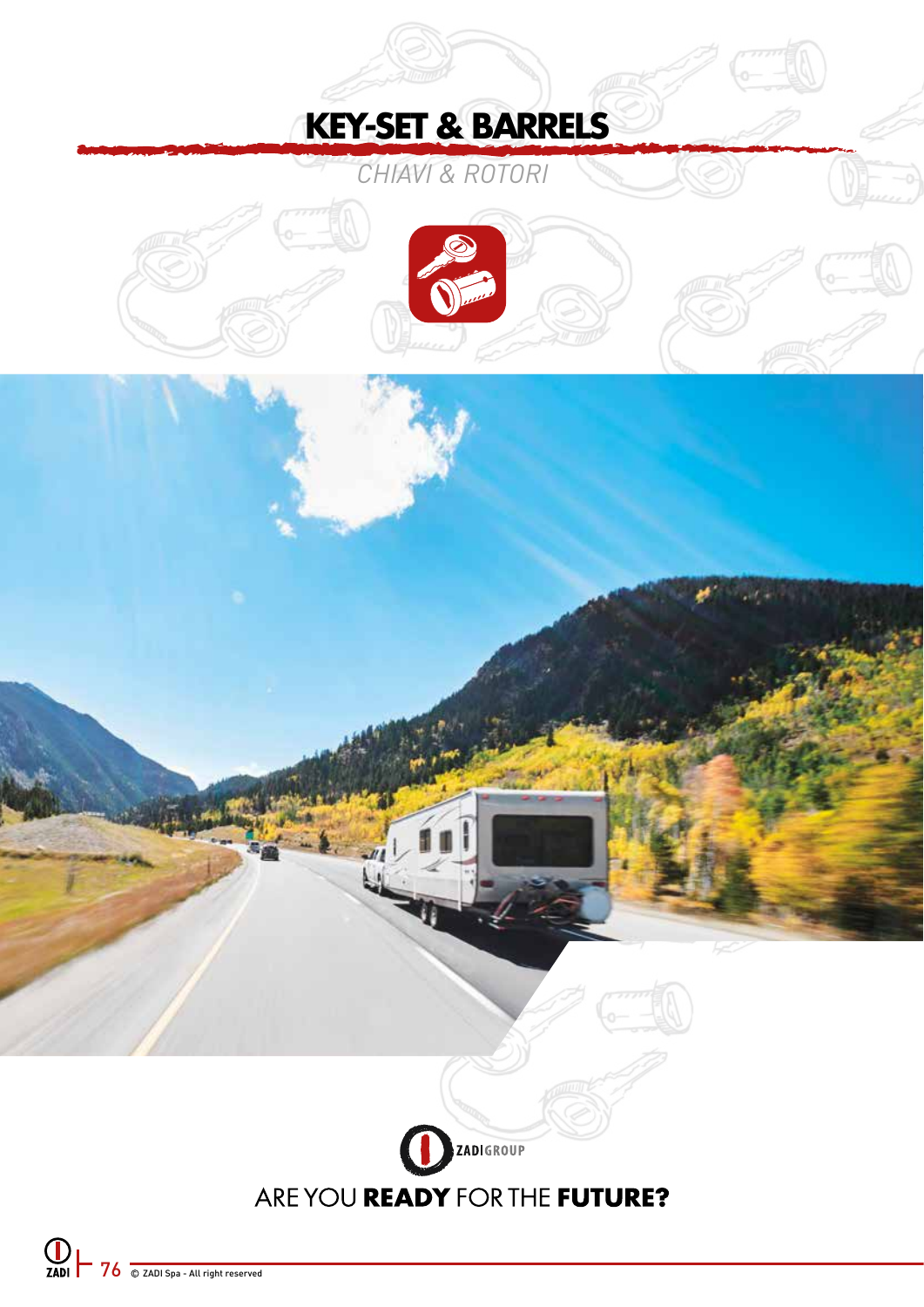# KEY-SET & BARRELS

*CHIAVI & ROTORI*

ZADIGROUP

ARE YOU **READY** FOR THE **FUTURE?**

© ZADI Spa - All right reserved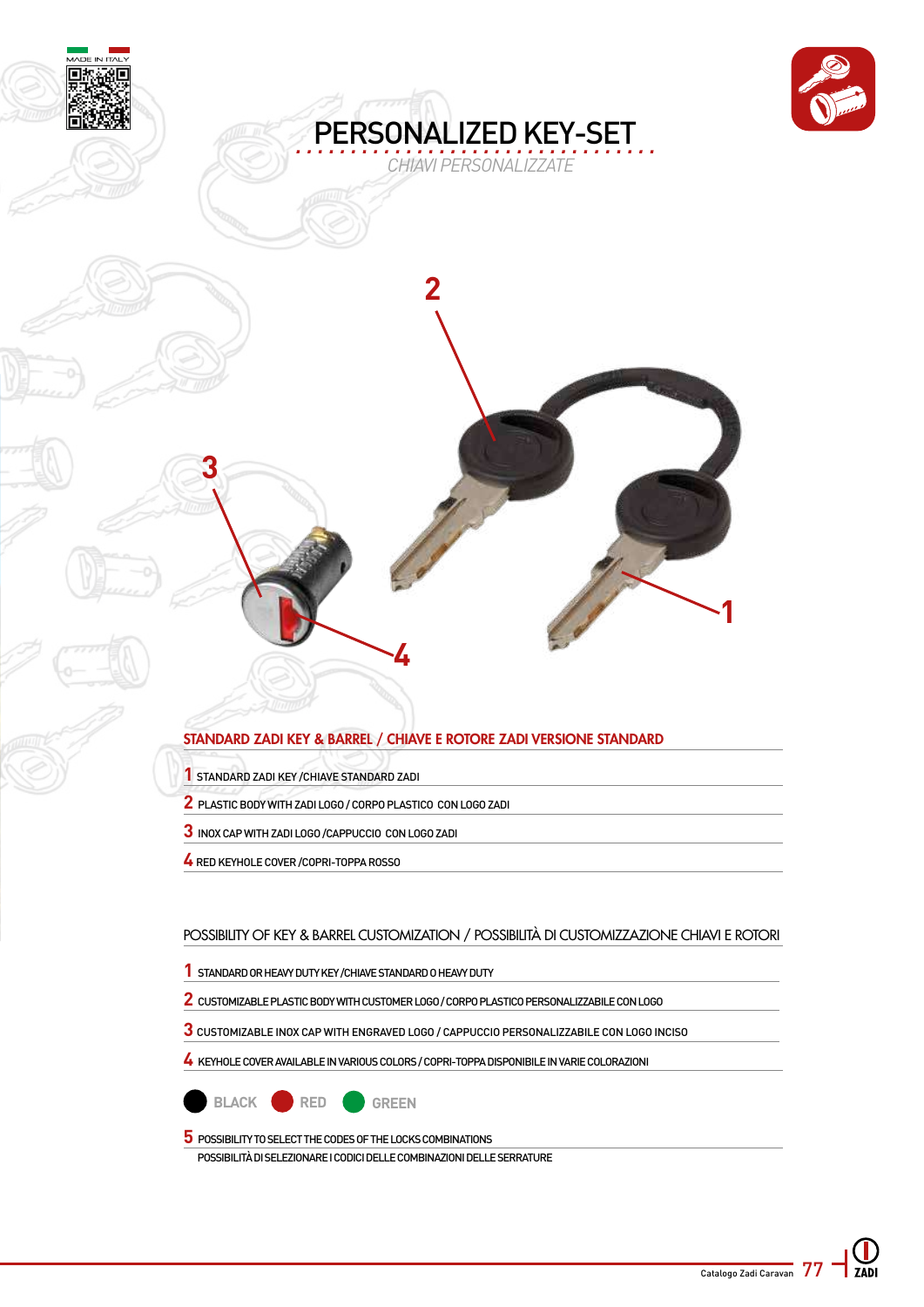# PERSONALIZED KEY-SET

*CHIAVI PERSONALIZZATE*

## STANDARD ZADI KEY & BARREL / CHIAVE E ROTORE ZADI VERSIONE STANDARD

1 STANDARD ZADI KEY /CHIAVE STANDARD ZADI

2 PLASTIC BODY WITH ZADI LOGO / CORPO PLASTICO CON LOGO ZADI

3 INOX CAP WITH ZADI LOGO /CAPPUCCIO CON LOGO ZADI

4 RED KEYHOLE COVER /COPRI-TOPPA ROSSO

## POSSIBILITY OF KEY & BARREL CUSTOMIZATION / POSSIBILITÀ DI CUSTOMIZZAZIONE CHIAVI E ROTORI

1 STANDARD OR HEAVY DUTY KEY /CHIAVE STANDARD O HEAVY DUTY

2 CUSTOMIZABLE PLASTIC BODY WITH CUSTOMER LOGO / CORPO PLASTICO PERSONALIZZABILE CON LOGO

3 CUSTOMIZABLE INOX CAP WITH ENGRAVED LOGO / CAPPUCCIO PERSONALIZZABILE CON LOGO INCISO

4 KEYHOLE COVER AVAILABLE IN VARIOUS COLORS / COPRI-TOPPA DISPONIBILE IN VARIE COLORAZIONI

BLACK RED GREEN

5 POSSIBILITY TO SELECT THE CODES OF THE LOCKS COMBINATIONS
POSSIBILITÀ DI SELEZIONARE I CODICI DELLE COMBINAZIONI DELLE SERRATURE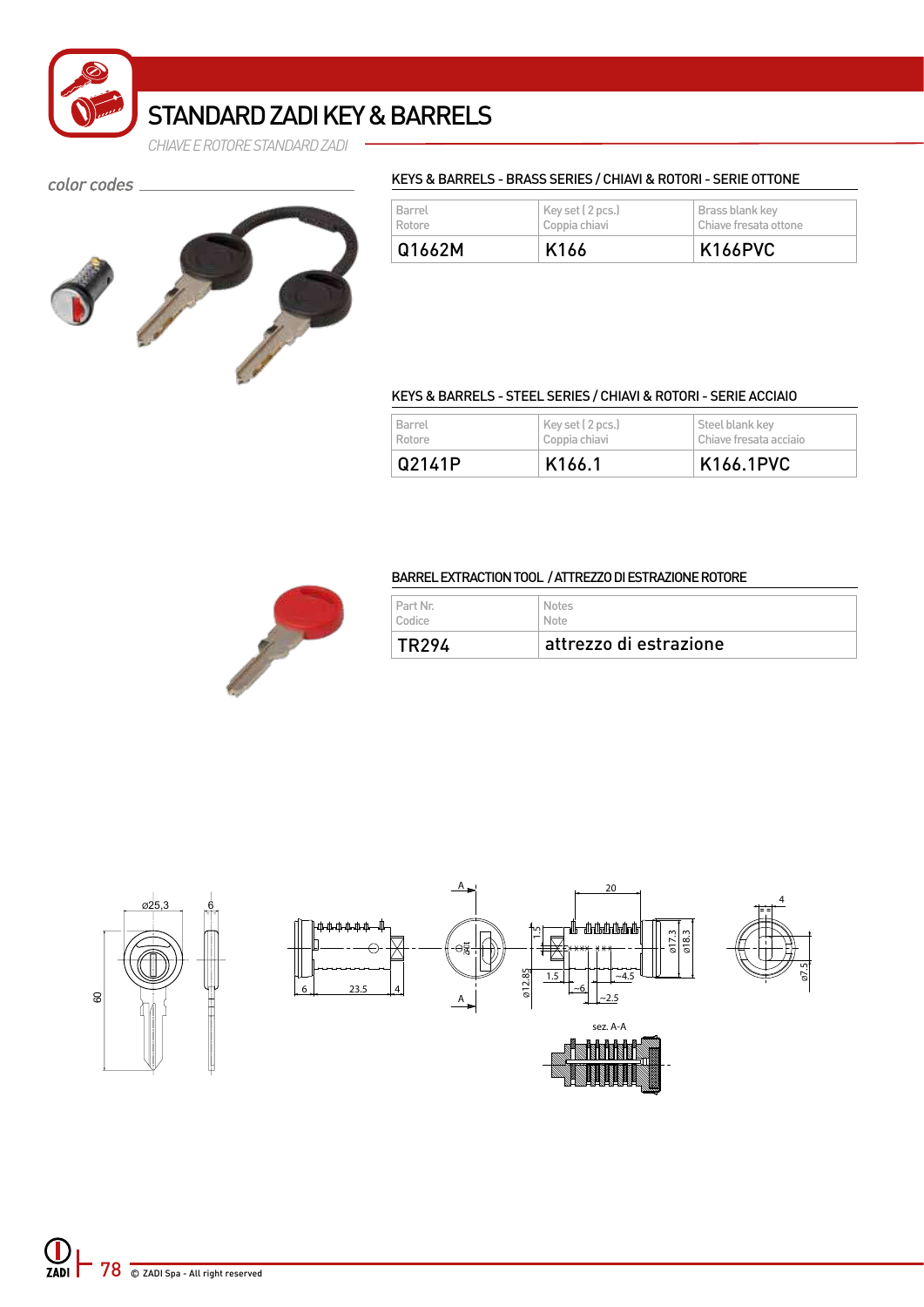# STANDARD ZADI KEY & BARRELS

*CHIAVE E ROTORE STANDARD ZADI*

*color codes*

### KEYS & BARRELS - BRASS SERIES / CHIAVI & ROTORI - SERIE OTTONE

| Barrel<br>Rotore | Key set ( 2 pcs.)<br>Coppia chiavi | Brass blank key<br>Chiave fresata ottone |
|---|---|---|
| Q1662M | K166 | K166PVC |

### KEYS & BARRELS - STEEL SERIES / CHIAVI & ROTORI - SERIE ACCIAIO

| Barrel<br>Rotore | Key set ( 2 pcs.)<br>Coppia chiavi | Steel blank key<br>Chiave fresata acciaio |
|---|---|---|
| Q2141P | K166.1 | K166.1PVC |

### BARREL EXTRACTION TOOL / ATTREZZO DI ESTRAZIONE ROTORE

| Part Nr.<br>Codice | Notes<br>Note |
|---|---|
| TR294 | attrezzo di estrazione |

ø25,3 — 6 — 60 — 6 — 23.5 — 4 — A — A — 20 — 1.5 — ø12.85 — 1.5 — ~6 — ~4.5 — ~2.5 — ø17.3 — ø18.3 — 4 — ø7.5

sez. A-A

© ZADI Spa - All right reserved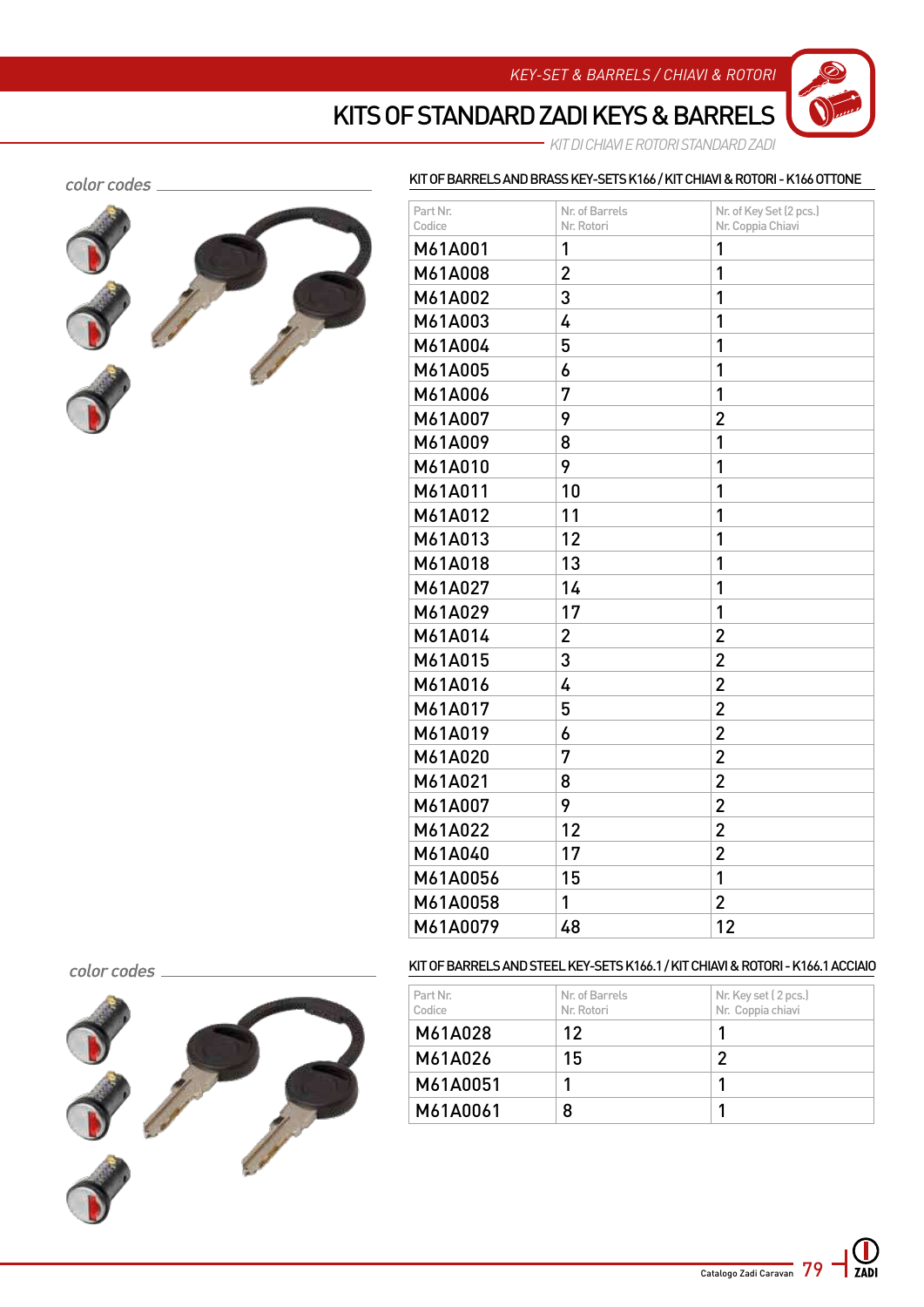KEY-SET & BARRELS / CHIAVI & ROTORI

# KITS OF STANDARD ZADI KEYS & BARRELS

*KIT DI CHIAVI E ROTORI STANDARD ZADI*

*color codes*

## KIT OF BARRELS AND BRASS KEY-SETS K166 / KIT CHIAVI & ROTORI - K166 OTTONE

| Part Nr. Codice | Nr. of Barrels Nr. Rotori | Nr. of Key Set (2 pcs.) Nr. Coppia Chiavi |
|---|---|---|
| M61A001 | 1 | 1 |
| M61A008 | 2 | 1 |
| M61A002 | 3 | 1 |
| M61A003 | 4 | 1 |
| M61A004 | 5 | 1 |
| M61A005 | 6 | 1 |
| M61A006 | 7 | 1 |
| M61A007 | 9 | 2 |
| M61A009 | 8 | 1 |
| M61A010 | 9 | 1 |
| M61A011 | 10 | 1 |
| M61A012 | 11 | 1 |
| M61A013 | 12 | 1 |
| M61A018 | 13 | 1 |
| M61A027 | 14 | 1 |
| M61A029 | 17 | 1 |
| M61A014 | 2 | 2 |
| M61A015 | 3 | 2 |
| M61A016 | 4 | 2 |
| M61A017 | 5 | 2 |
| M61A019 | 6 | 2 |
| M61A020 | 7 | 2 |
| M61A021 | 8 | 2 |
| M61A007 | 9 | 2 |
| M61A022 | 12 | 2 |
| M61A040 | 17 | 2 |
| M61A0056 | 15 | 1 |
| M61A0058 | 1 | 2 |
| M61A0079 | 48 | 12 |

*color codes*

## KIT OF BARRELS AND STEEL KEY-SETS K166.1 / KIT CHIAVI & ROTORI - K166.1 ACCIAIO

| Part Nr. Codice | Nr. of Barrels Nr. Rotori | Nr. Key set ( 2 pcs.) Nr. Coppia chiavi |
|---|---|---|
| M61A028 | 12 | 1 |
| M61A026 | 15 | 2 |
| M61A0051 | 1 | 1 |
| M61A0061 | 8 | 1 |

Catalogo Zadi Caravan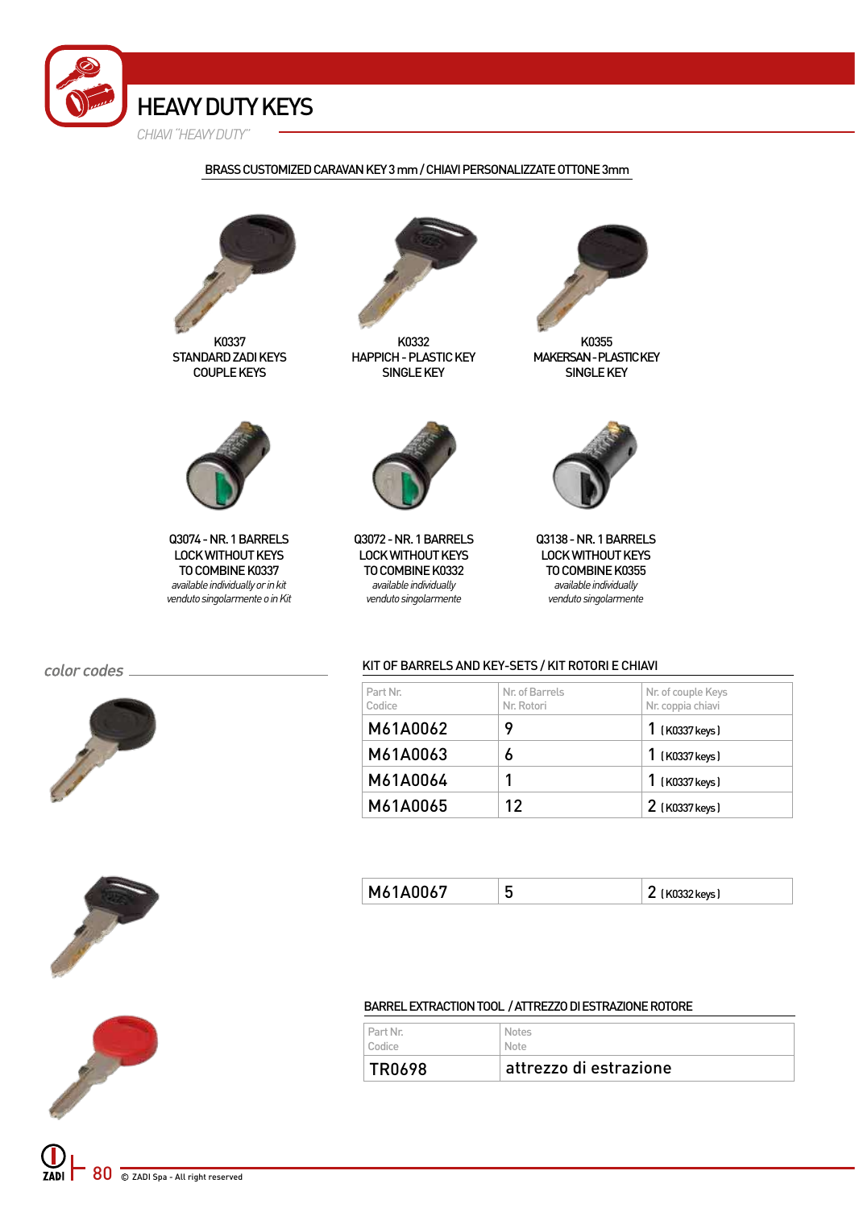# HEAVY DUTY KEYS

*CHIAVI "HEAVY DUTY"*

## BRASS CUSTOMIZED CARAVAN KEY 3 mm / CHIAVI PERSONALIZZATE OTTONE 3mm

K0337
STANDARD ZADI KEYS
COUPLE KEYS

K0332
HAPPICH - PLASTIC KEY
SINGLE KEY

K0355
MAKERSAN - PLASTIC KEY
SINGLE KEY

Q3074 - NR. 1 BARRELS
LOCK WITHOUT KEYS
TO COMBINE K0337
*available individually or in kit*
*venduto singolarmente o in Kit*

Q3072 - NR. 1 BARRELS
LOCK WITHOUT KEYS
TO COMBINE K0332
*available individually*
*venduto singolarmente*

Q3138 - NR. 1 BARRELS
LOCK WITHOUT KEYS
TO COMBINE K0355
*available individually*
*venduto singolarmente*

*color codes*

## KIT OF BARRELS AND KEY-SETS / KIT ROTORI E CHIAVI

| Part Nr. Codice | Nr. of Barrels Nr. Rotori | Nr. of couple Keys Nr. coppia chiavi |
|---|---|---|
| M61A0062 | 9 | 1 (K0337 keys) |
| M61A0063 | 6 | 1 (K0337 keys) |
| M61A0064 | 1 | 1 (K0337 keys) |
| M61A0065 | 12 | 2 (K0337 keys) |

| | | |
|---|---|---|
| M61A0067 | 5 | 2 (K0332 keys) |

## BARREL EXTRACTION TOOL / ATTREZZO DI ESTRAZIONE ROTORE

| Part Nr. Codice | Notes Note |
|---|---|
| TR0698 | attrezzo di estrazione |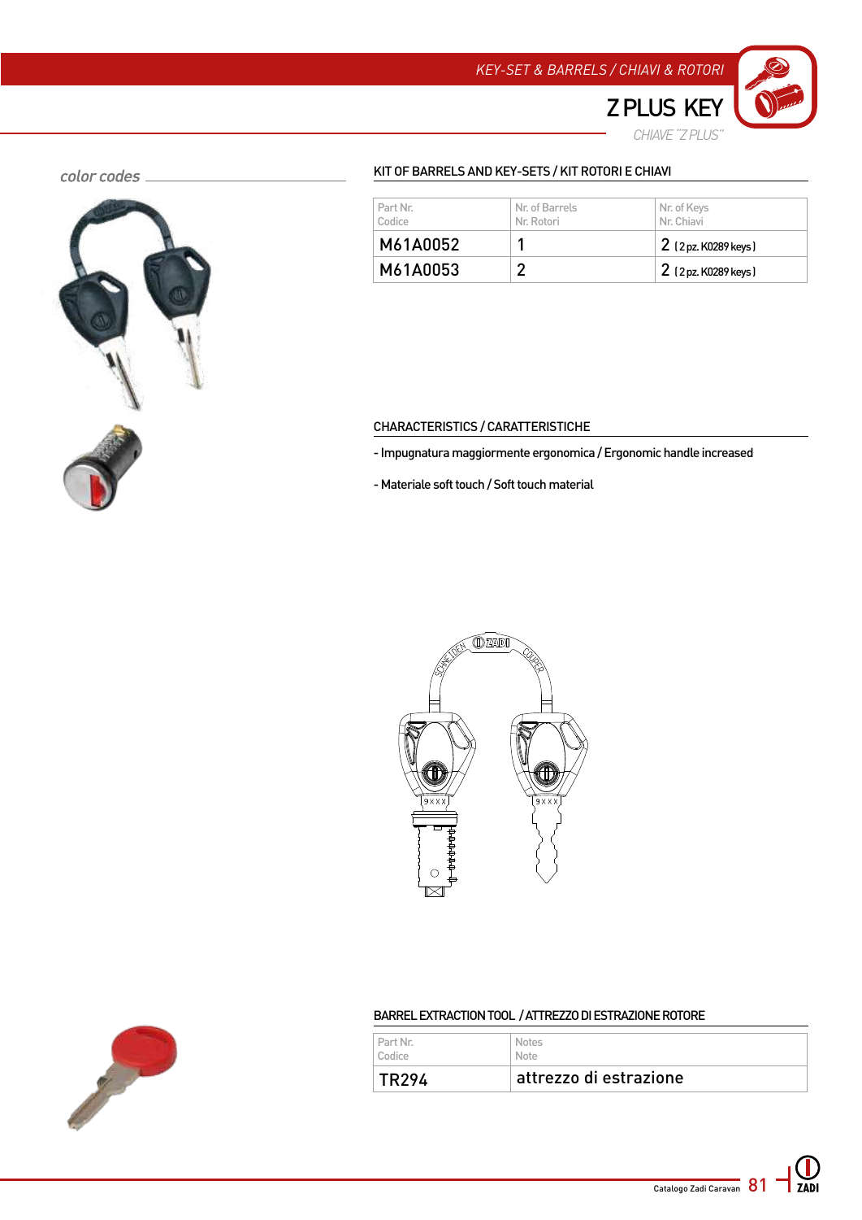KEY-SET & BARRELS / CHIAVI & ROTORI

# Z PLUS KEY

*CHIAVE "Z PLUS"*

*color codes*

## KIT OF BARRELS AND KEY-SETS / KIT ROTORI E CHIAVI

| Part Nr. Codice | Nr. of Barrels Nr. Rotori | Nr. of Keys Nr. Chiavi |
|---|---|---|
| M61A0052 | 1 | 2 (2 pz. K0289 keys) |
| M61A0053 | 2 | 2 (2 pz. K0289 keys) |

## CHARACTERISTICS / CARATTERISTICHE

- Impugnatura maggiormente ergonomica / Ergonomic handle increased

- Materiale soft touch / Soft touch material

## BARREL EXTRACTION TOOL / ATTREZZO DI ESTRAZIONE ROTORE

| Part Nr. Codice | Notes Note |
|---|---|
| TR294 | attrezzo di estrazione |

Catalogo Zadi Caravan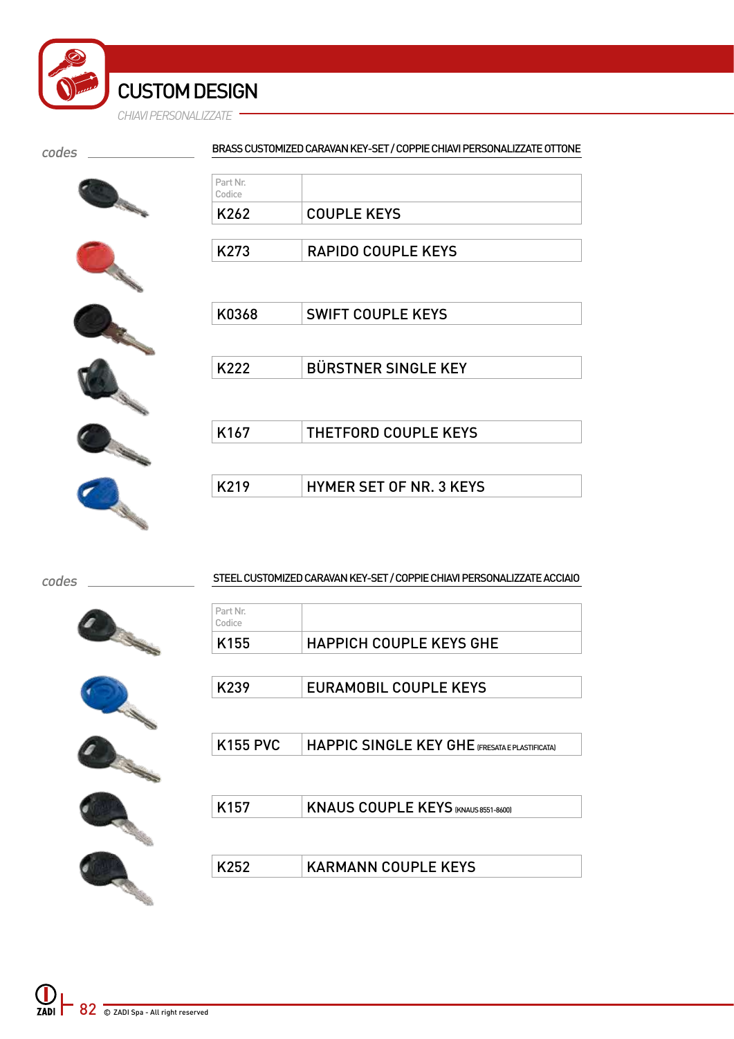# CUSTOM DESIGN

*CHIAVI PERSONALIZZATE*

*codes*

## BRASS CUSTOMIZED CARAVAN KEY-SET / COPPIE CHIAVI PERSONALIZZATE OTTONE

| Part Nr. Codice | |
|---|---|
| K262 | COUPLE KEYS |
| K273 | RAPIDO COUPLE KEYS |
| K0368 | SWIFT COUPLE KEYS |
| K222 | BÜRSTNER SINGLE KEY |
| K167 | THETFORD COUPLE KEYS |
| K219 | HYMER SET OF NR. 3 KEYS |

*codes*

## STEEL CUSTOMIZED CARAVAN KEY-SET / COPPIE CHIAVI PERSONALIZZATE ACCIAIO

| Part Nr. Codice | |
|---|---|
| K155 | HAPPICH COUPLE KEYS GHE |
| K239 | EURAMOBIL COUPLE KEYS |
| K155 PVC | HAPPIC SINGLE KEY GHE (FRESATA E PLASTIFICATA) |
| K157 | KNAUS COUPLE KEYS (KNAUS 8551-8600) |
| K252 | KARMANN COUPLE KEYS |

© ZADI Spa - All right reserved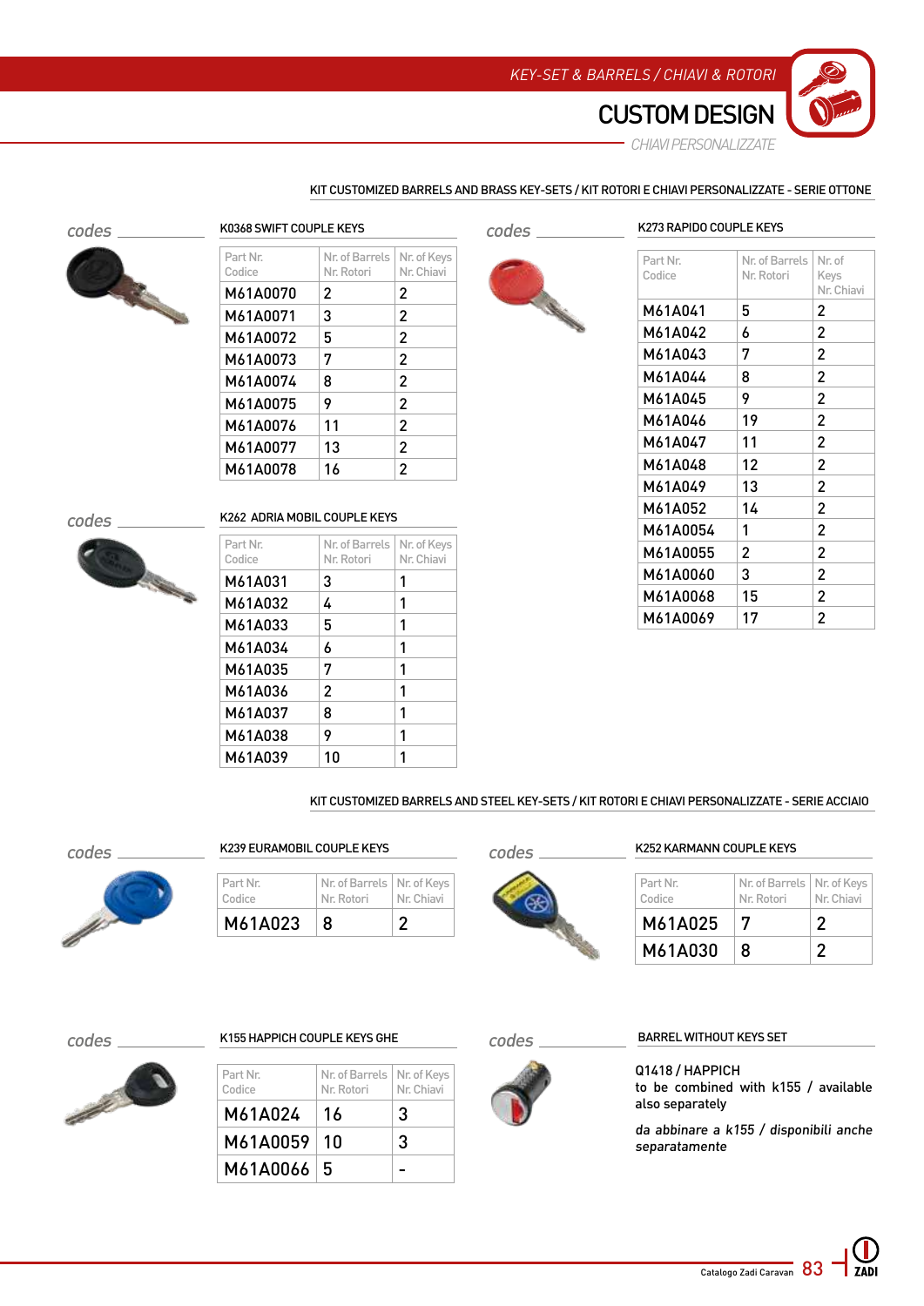# CUSTOM DESIGN

*CHIAVI PERSONALIZZATE*

## KIT CUSTOMIZED BARRELS AND BRASS KEY-SETS / KIT ROTORI E CHIAVI PERSONALIZZATE - SERIE OTTONE

*codes*

### K0368 SWIFT COUPLE KEYS

| Part Nr. Codice | Nr. of Barrels Nr. Rotori | Nr. of Keys Nr. Chiavi |
|---|---|---|
| M61A0070 | 2 | 2 |
| M61A0071 | 3 | 2 |
| M61A0072 | 5 | 2 |
| M61A0073 | 7 | 2 |
| M61A0074 | 8 | 2 |
| M61A0075 | 9 | 2 |
| M61A0076 | 11 | 2 |
| M61A0077 | 13 | 2 |
| M61A0078 | 16 | 2 |

*codes*

### K262 ADRIA MOBIL COUPLE KEYS

| Part Nr. Codice | Nr. of Barrels Nr. Rotori | Nr. of Keys Nr. Chiavi |
|---|---|---|
| M61A031 | 3 | 1 |
| M61A032 | 4 | 1 |
| M61A033 | 5 | 1 |
| M61A034 | 6 | 1 |
| M61A035 | 7 | 1 |
| M61A036 | 2 | 1 |
| M61A037 | 8 | 1 |
| M61A038 | 9 | 1 |
| M61A039 | 10 | 1 |

*codes*

### K273 RAPIDO COUPLE KEYS

| Part Nr. Codice | Nr. of Barrels Nr. Rotori | Nr. of Keys Nr. Chiavi |
|---|---|---|
| M61A041 | 5 | 2 |
| M61A042 | 6 | 2 |
| M61A043 | 7 | 2 |
| M61A044 | 8 | 2 |
| M61A045 | 9 | 2 |
| M61A046 | 19 | 2 |
| M61A047 | 11 | 2 |
| M61A048 | 12 | 2 |
| M61A049 | 13 | 2 |
| M61A052 | 14 | 2 |
| M61A0054 | 1 | 2 |
| M61A0055 | 2 | 2 |
| M61A0060 | 3 | 2 |
| M61A0068 | 15 | 2 |
| M61A0069 | 17 | 2 |

## KIT CUSTOMIZED BARRELS AND STEEL KEY-SETS / KIT ROTORI E CHIAVI PERSONALIZZATE - SERIE ACCIAIO

*codes*

### K239 EURAMOBIL COUPLE KEYS

| Part Nr. Codice | Nr. of Barrels Nr. Rotori | Nr. of Keys Nr. Chiavi |
|---|---|---|
| M61A023 | 8 | 2 |

*codes*

### K252 KARMANN COUPLE KEYS

| Part Nr. Codice | Nr. of Barrels Nr. Rotori | Nr. of Keys Nr. Chiavi |
|---|---|---|
| M61A025 | 7 | 2 |
| M61A030 | 8 | 2 |

*codes*

### K155 HAPPICH COUPLE KEYS GHE

| Part Nr. Codice | Nr. of Barrels Nr. Rotori | Nr. of Keys Nr. Chiavi |
|---|---|---|
| M61A024 | 16 | 3 |
| M61A0059 | 10 | 3 |
| M61A0066 | 5 | - |

*codes*

### BARREL WITHOUT KEYS SET

Q1418 / HAPPICH
to be combined with k155 / available also separately

*da abbinare a k155 / disponibili anche separatamente*